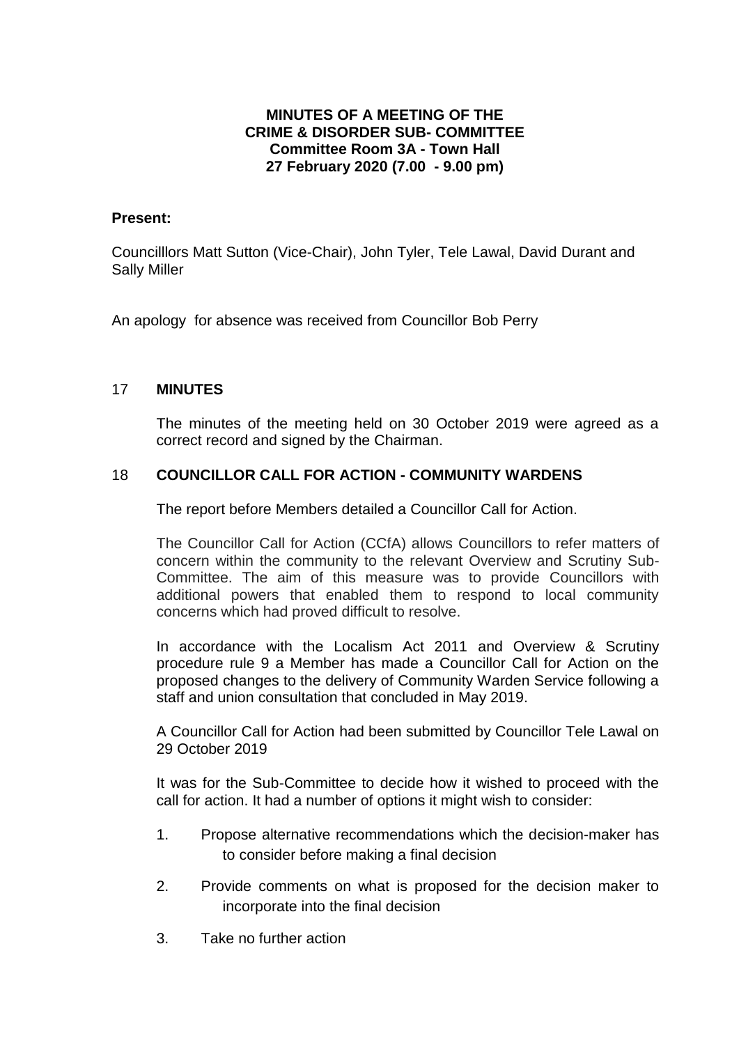**MINUTES OF A MEETING OF THE**
**CRIME & DISORDER SUB- COMMITTEE**
**Committee Room 3A - Town Hall**
**27 February 2020 (7.00 - 9.00 pm)**

**Present:**

Councilllors Matt Sutton (Vice-Chair), John Tyler, Tele Lawal, David Durant and Sally Miller

An apology for absence was received from Councillor Bob Perry

## 17 MINUTES

The minutes of the meeting held on 30 October 2019 were agreed as a correct record and signed by the Chairman.

## 18 COUNCILLOR CALL FOR ACTION - COMMUNITY WARDENS

The report before Members detailed a Councillor Call for Action.

The Councillor Call for Action (CCfA) allows Councillors to refer matters of concern within the community to the relevant Overview and Scrutiny Sub-Committee. The aim of this measure was to provide Councillors with additional powers that enabled them to respond to local community concerns which had proved difficult to resolve.

In accordance with the Localism Act 2011 and Overview & Scrutiny procedure rule 9 a Member has made a Councillor Call for Action on the proposed changes to the delivery of Community Warden Service following a staff and union consultation that concluded in May 2019.

A Councillor Call for Action had been submitted by Councillor Tele Lawal on 29 October 2019

It was for the Sub-Committee to decide how it wished to proceed with the call for action. It had a number of options it might wish to consider:

1. Propose alternative recommendations which the decision-maker has to consider before making a final decision
2. Provide comments on what is proposed for the decision maker to incorporate into the final decision
3. Take no further action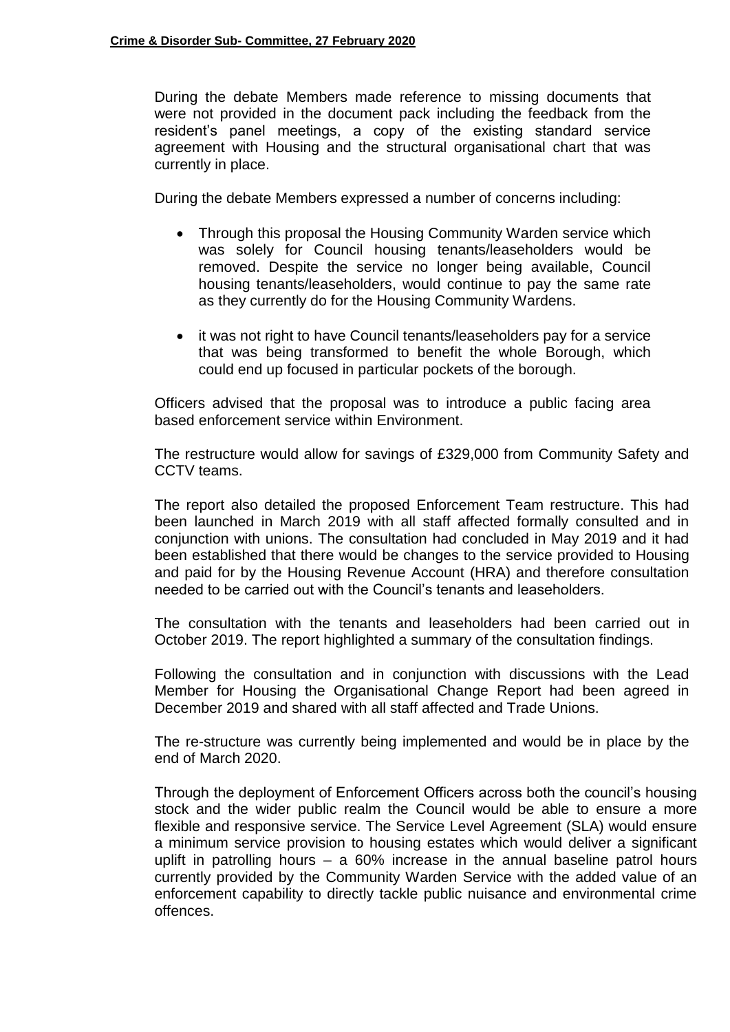During the debate Members made reference to missing documents that were not provided in the document pack including the feedback from the resident's panel meetings, a copy of the existing standard service agreement with Housing and the structural organisational chart that was currently in place.

During the debate Members expressed a number of concerns including:

- Through this proposal the Housing Community Warden service which was solely for Council housing tenants/leaseholders would be removed. Despite the service no longer being available, Council housing tenants/leaseholders, would continue to pay the same rate as they currently do for the Housing Community Wardens.
- it was not right to have Council tenants/leaseholders pay for a service that was being transformed to benefit the whole Borough, which could end up focused in particular pockets of the borough.

Officers advised that the proposal was to introduce a public facing area based enforcement service within Environment.

The restructure would allow for savings of £329,000 from Community Safety and CCTV teams.

The report also detailed the proposed Enforcement Team restructure. This had been launched in March 2019 with all staff affected formally consulted and in conjunction with unions. The consultation had concluded in May 2019 and it had been established that there would be changes to the service provided to Housing and paid for by the Housing Revenue Account (HRA) and therefore consultation needed to be carried out with the Council's tenants and leaseholders.

The consultation with the tenants and leaseholders had been carried out in October 2019. The report highlighted a summary of the consultation findings.

Following the consultation and in conjunction with discussions with the Lead Member for Housing the Organisational Change Report had been agreed in December 2019 and shared with all staff affected and Trade Unions.

The re-structure was currently being implemented and would be in place by the end of March 2020.

Through the deployment of Enforcement Officers across both the council's housing stock and the wider public realm the Council would be able to ensure a more flexible and responsive service. The Service Level Agreement (SLA) would ensure a minimum service provision to housing estates which would deliver a significant uplift in patrolling hours – a 60% increase in the annual baseline patrol hours currently provided by the Community Warden Service with the added value of an enforcement capability to directly tackle public nuisance and environmental crime offences.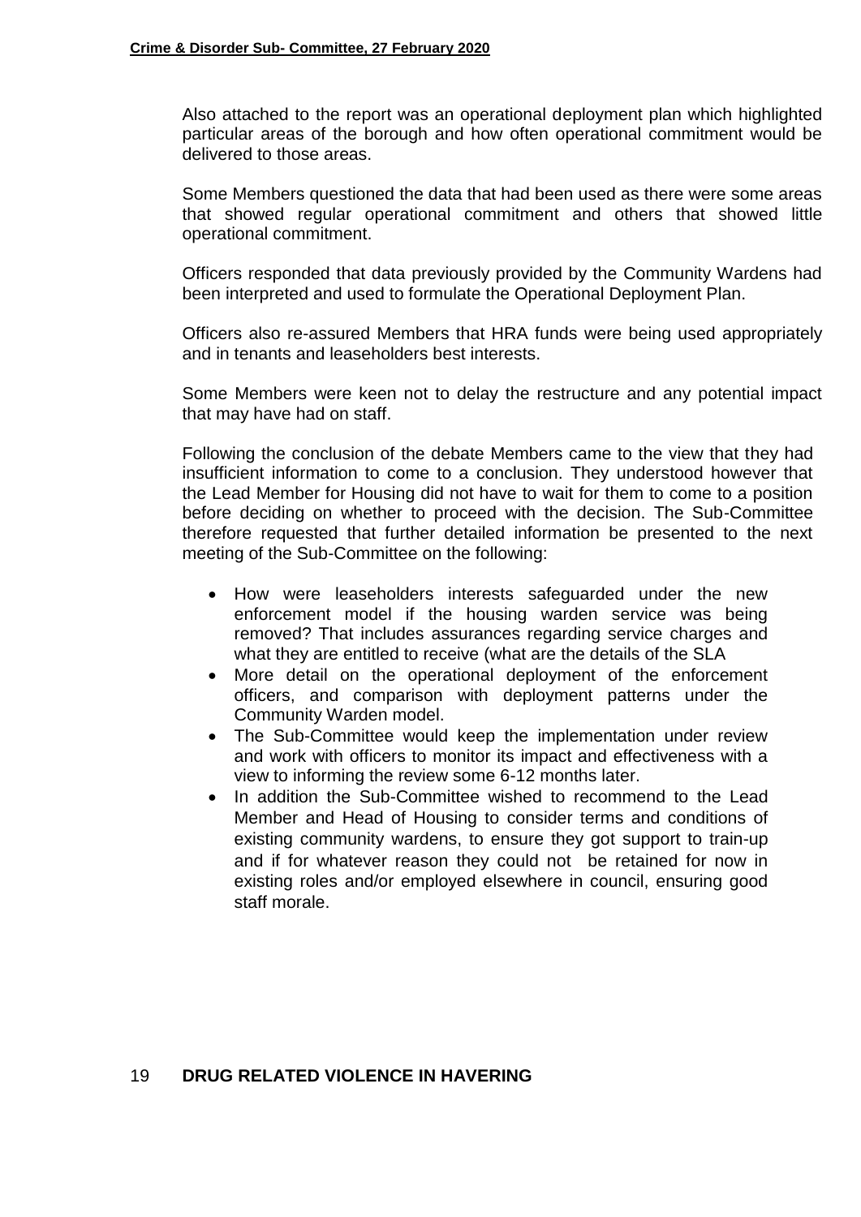Also attached to the report was an operational deployment plan which highlighted particular areas of the borough and how often operational commitment would be delivered to those areas.

Some Members questioned the data that had been used as there were some areas that showed regular operational commitment and others that showed little operational commitment.

Officers responded that data previously provided by the Community Wardens had been interpreted and used to formulate the Operational Deployment Plan.

Officers also re-assured Members that HRA funds were being used appropriately and in tenants and leaseholders best interests.

Some Members were keen not to delay the restructure and any potential impact that may have had on staff.

Following the conclusion of the debate Members came to the view that they had insufficient information to come to a conclusion. They understood however that the Lead Member for Housing did not have to wait for them to come to a position before deciding on whether to proceed with the decision. The Sub-Committee therefore requested that further detailed information be presented to the next meeting of the Sub-Committee on the following:

- How were leaseholders interests safeguarded under the new enforcement model if the housing warden service was being removed? That includes assurances regarding service charges and what they are entitled to receive (what are the details of the SLA
- More detail on the operational deployment of the enforcement officers, and comparison with deployment patterns under the Community Warden model.
- The Sub-Committee would keep the implementation under review and work with officers to monitor its impact and effectiveness with a view to informing the review some 6-12 months later.
- In addition the Sub-Committee wished to recommend to the Lead Member and Head of Housing to consider terms and conditions of existing community wardens, to ensure they got support to train-up and if for whatever reason they could not be retained for now in existing roles and/or employed elsewhere in council, ensuring good staff morale.

## 19 DRUG RELATED VIOLENCE IN HAVERING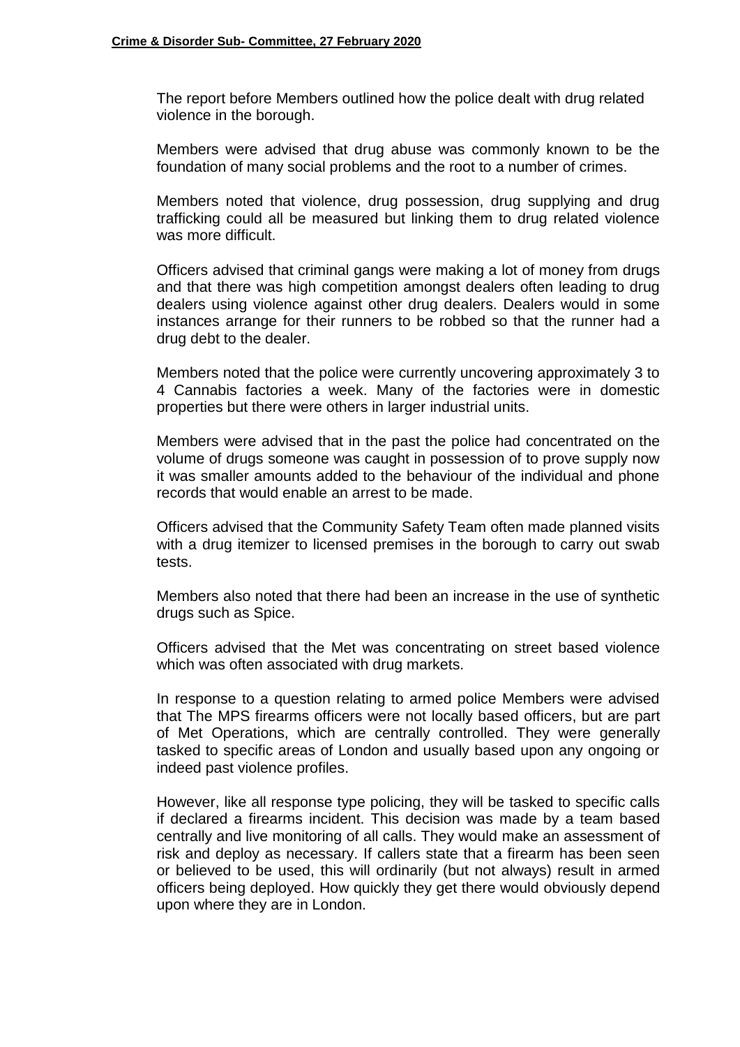The report before Members outlined how the police dealt with drug related violence in the borough.

Members were advised that drug abuse was commonly known to be the foundation of many social problems and the root to a number of crimes.

Members noted that violence, drug possession, drug supplying and drug trafficking could all be measured but linking them to drug related violence was more difficult.

Officers advised that criminal gangs were making a lot of money from drugs and that there was high competition amongst dealers often leading to drug dealers using violence against other drug dealers. Dealers would in some instances arrange for their runners to be robbed so that the runner had a drug debt to the dealer.

Members noted that the police were currently uncovering approximately 3 to 4 Cannabis factories a week. Many of the factories were in domestic properties but there were others in larger industrial units.

Members were advised that in the past the police had concentrated on the volume of drugs someone was caught in possession of to prove supply now it was smaller amounts added to the behaviour of the individual and phone records that would enable an arrest to be made.

Officers advised that the Community Safety Team often made planned visits with a drug itemizer to licensed premises in the borough to carry out swab tests.

Members also noted that there had been an increase in the use of synthetic drugs such as Spice.

Officers advised that the Met was concentrating on street based violence which was often associated with drug markets.

In response to a question relating to armed police Members were advised that The MPS firearms officers were not locally based officers, but are part of Met Operations, which are centrally controlled. They were generally tasked to specific areas of London and usually based upon any ongoing or indeed past violence profiles.

However, like all response type policing, they will be tasked to specific calls if declared a firearms incident. This decision was made by a team based centrally and live monitoring of all calls. They would make an assessment of risk and deploy as necessary. If callers state that a firearm has been seen or believed to be used, this will ordinarily (but not always) result in armed officers being deployed. How quickly they get there would obviously depend upon where they are in London.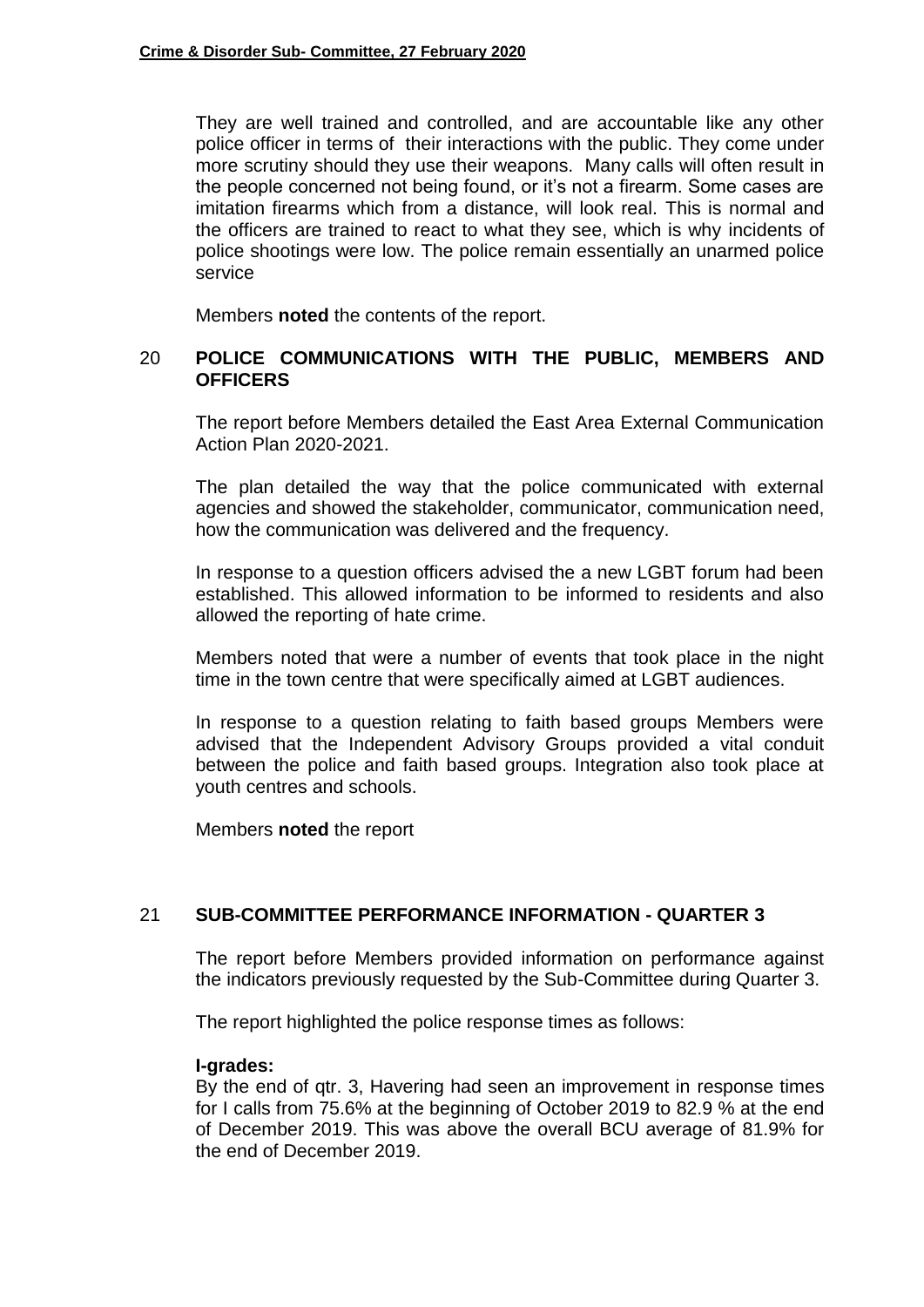They are well trained and controlled, and are accountable like any other police officer in terms of their interactions with the public. They come under more scrutiny should they use their weapons. Many calls will often result in the people concerned not being found, or it's not a firearm. Some cases are imitation firearms which from a distance, will look real. This is normal and the officers are trained to react to what they see, which is why incidents of police shootings were low. The police remain essentially an unarmed police service

Members **noted** the contents of the report.

## 20 POLICE COMMUNICATIONS WITH THE PUBLIC, MEMBERS AND OFFICERS

The report before Members detailed the East Area External Communication Action Plan 2020-2021.

The plan detailed the way that the police communicated with external agencies and showed the stakeholder, communicator, communication need, how the communication was delivered and the frequency.

In response to a question officers advised the a new LGBT forum had been established. This allowed information to be informed to residents and also allowed the reporting of hate crime.

Members noted that were a number of events that took place in the night time in the town centre that were specifically aimed at LGBT audiences.

In response to a question relating to faith based groups Members were advised that the Independent Advisory Groups provided a vital conduit between the police and faith based groups. Integration also took place at youth centres and schools.

Members **noted** the report

## 21 SUB-COMMITTEE PERFORMANCE INFORMATION - QUARTER 3

The report before Members provided information on performance against the indicators previously requested by the Sub-Committee during Quarter 3.

The report highlighted the police response times as follows:

**I-grades:**
By the end of qtr. 3, Havering had seen an improvement in response times for I calls from 75.6% at the beginning of October 2019 to 82.9 % at the end of December 2019. This was above the overall BCU average of 81.9% for the end of December 2019.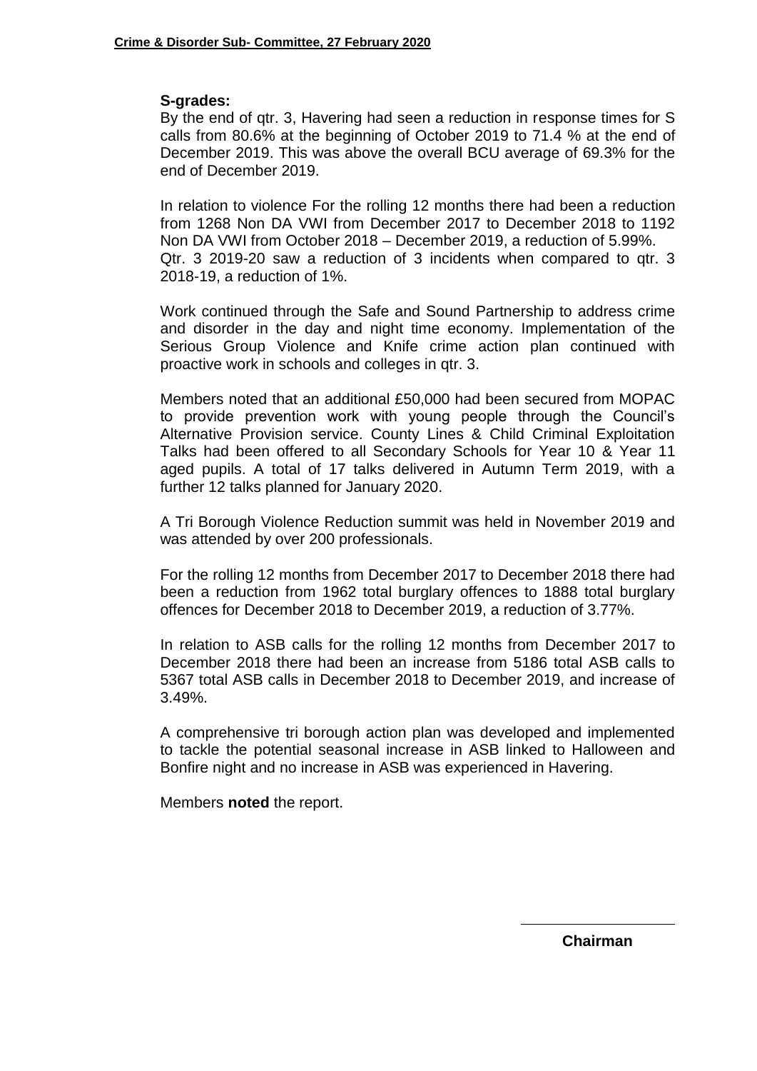**S-grades:**
By the end of qtr. 3, Havering had seen a reduction in response times for S calls from 80.6% at the beginning of October 2019 to 71.4 % at the end of December 2019. This was above the overall BCU average of 69.3% for the end of December 2019.

In relation to violence For the rolling 12 months there had been a reduction from 1268 Non DA VWI from December 2017 to December 2018 to 1192 Non DA VWI from October 2018 – December 2019, a reduction of 5.99%.
Qtr. 3 2019-20 saw a reduction of 3 incidents when compared to qtr. 3 2018-19, a reduction of 1%.

Work continued through the Safe and Sound Partnership to address crime and disorder in the day and night time economy. Implementation of the Serious Group Violence and Knife crime action plan continued with proactive work in schools and colleges in qtr. 3.

Members noted that an additional £50,000 had been secured from MOPAC to provide prevention work with young people through the Council's Alternative Provision service. County Lines & Child Criminal Exploitation Talks had been offered to all Secondary Schools for Year 10 & Year 11 aged pupils. A total of 17 talks delivered in Autumn Term 2019, with a further 12 talks planned for January 2020.

A Tri Borough Violence Reduction summit was held in November 2019 and was attended by over 200 professionals.

For the rolling 12 months from December 2017 to December 2018 there had been a reduction from 1962 total burglary offences to 1888 total burglary offences for December 2018 to December 2019, a reduction of 3.77%.

In relation to ASB calls for the rolling 12 months from December 2017 to December 2018 there had been an increase from 5186 total ASB calls to 5367 total ASB calls in December 2018 to December 2019, and increase of 3.49%.

A comprehensive tri borough action plan was developed and implemented to tackle the potential seasonal increase in ASB linked to Halloween and Bonfire night and no increase in ASB was experienced in Havering.

Members **noted** the report.

**Chairman**